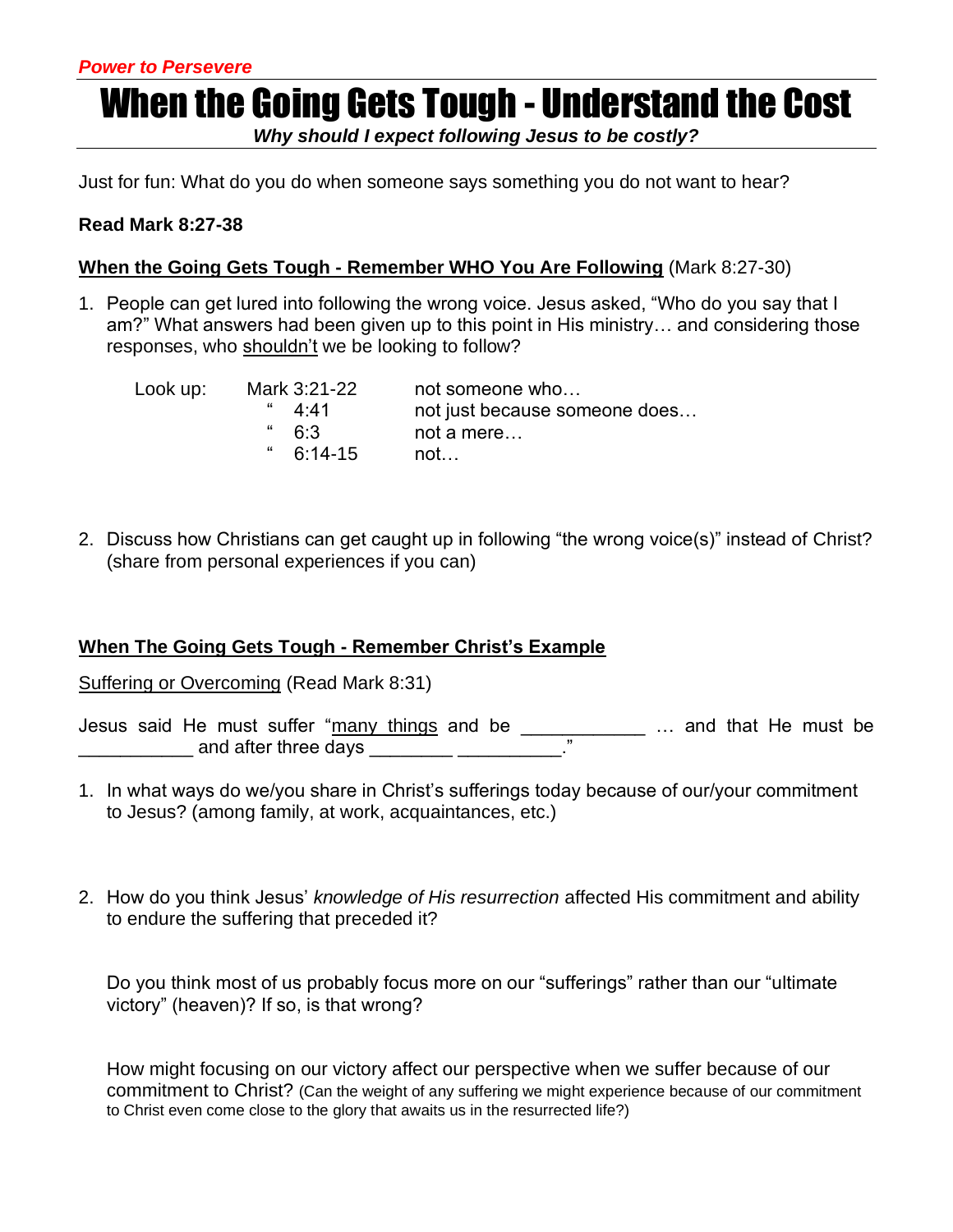*Power to Persevere*

# When the Going Gets Tough - Understand the Cost

***Why should I expect following Jesus to be costly?***

Just for fun: What do you do when someone says something you do not want to hear?

**Read Mark 8:27-38**

**When the Going Gets Tough - Remember WHO You Are Following** (Mark 8:27-30)

1. People can get lured into following the wrong voice. Jesus asked, "Who do you say that I am?" What answers had been given up to this point in His ministry… and considering those responses, who shouldn't we be looking to follow?

| | | |
|---|---|---|
| Look up: | Mark 3:21-22 | not someone who… |
| | " 4:41 | not just because someone does… |
| | " 6:3 | not a mere… |
| | " 6:14-15 | not… |

2. Discuss how Christians can get caught up in following "the wrong voice(s)" instead of Christ? (share from personal experiences if you can)

**When The Going Gets Tough - Remember Christ's Example**

Suffering or Overcoming (Read Mark 8:31)

Jesus said He must suffer "many things and be ____________ … and that He must be ___________ and after three days ________ __________."

1. In what ways do we/you share in Christ's sufferings today because of our/your commitment to Jesus? (among family, at work, acquaintances, etc.)

2. How do you think Jesus' *knowledge of His resurrection* affected His commitment and ability to endure the suffering that preceded it?

   Do you think most of us probably focus more on our "sufferings" rather than our "ultimate victory" (heaven)? If so, is that wrong?

   How might focusing on our victory affect our perspective when we suffer because of our commitment to Christ? (Can the weight of any suffering we might experience because of our commitment to Christ even come close to the glory that awaits us in the resurrected life?)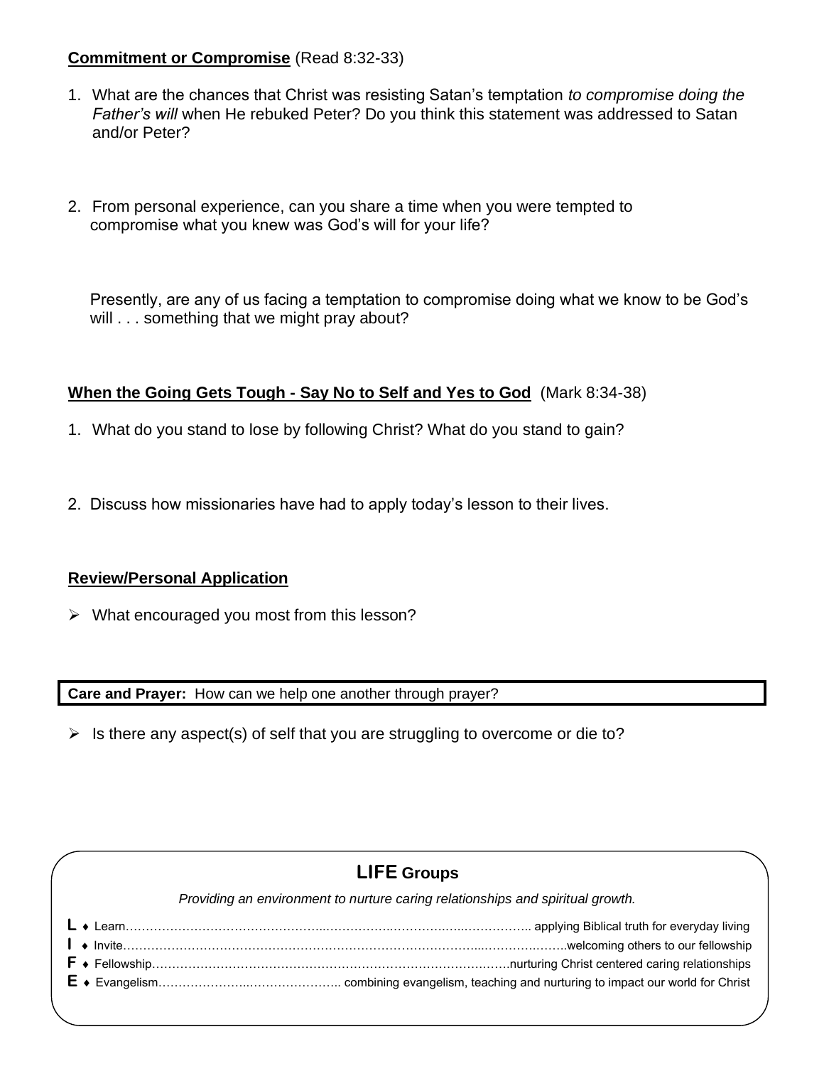**<u>Commitment or Compromise</u>** (Read 8:32-33)

1. What are the chances that Christ was resisting Satan's temptation *to compromise doing the Father's will* when He rebuked Peter? Do you think this statement was addressed to Satan and/or Peter?

2. From personal experience, can you share a time when you were tempted to compromise what you knew was God's will for your life?

   Presently, are any of us facing a temptation to compromise doing what we know to be God's will . . . something that we might pray about?

**<u>When the Going Gets Tough - Say No to Self and Yes to God</u>** (Mark 8:34-38)

1. What do you stand to lose by following Christ? What do you stand to gain?

2. Discuss how missionaries have had to apply today's lesson to their lives.

**<u>Review/Personal Application</u>**

- What encouraged you most from this lesson?

**Care and Prayer:** How can we help one another through prayer?

- Is there any aspect(s) of self that you are struggling to overcome or die to?

## LIFE Groups

*Providing an environment to nurture caring relationships and spiritual growth.*

**L** ♦ Learn…………………………………………………………………………………… applying Biblical truth for everyday living
**I** ♦ Invite……………………………………………………………………………………welcoming others to our fellowship
**F** ♦ Fellowship………………………………………………………………………nurturing Christ centered caring relationships
**E** ♦ Evangelism……………………………………….. combining evangelism, teaching and nurturing to impact our world for Christ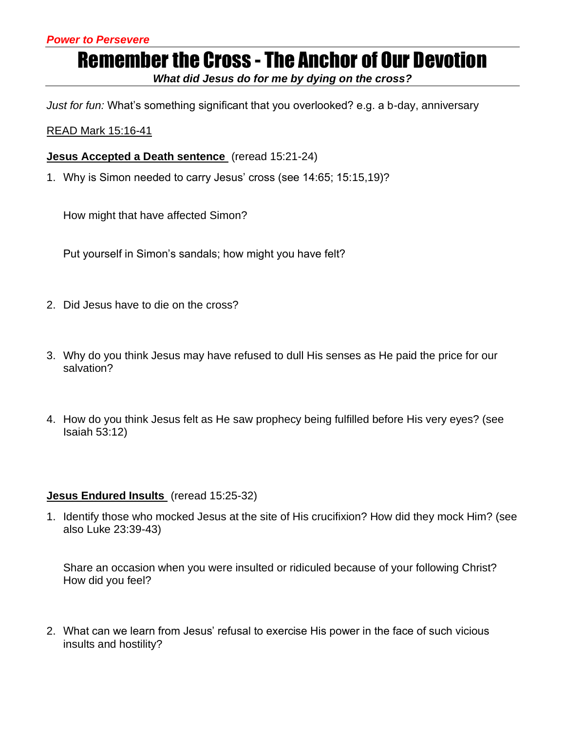***Power to Persevere***

# Remember the Cross - The Anchor of Our Devotion

***What did Jesus do for me by dying on the cross?***

*Just for fun:* What's something significant that you overlooked? e.g. a b-day, anniversary

READ Mark 15:16-41

**Jesus Accepted a Death sentence** (reread 15:21-24)

1. Why is Simon needed to carry Jesus' cross (see 14:65; 15:15,19)?

   How might that have affected Simon?

   Put yourself in Simon's sandals; how might you have felt?

2. Did Jesus have to die on the cross?

3. Why do you think Jesus may have refused to dull His senses as He paid the price for our salvation?

4. How do you think Jesus felt as He saw prophecy being fulfilled before His very eyes? (see Isaiah 53:12)

**Jesus Endured Insults** (reread 15:25-32)

1. Identify those who mocked Jesus at the site of His crucifixion? How did they mock Him? (see also Luke 23:39-43)

   Share an occasion when you were insulted or ridiculed because of your following Christ? How did you feel?

2. What can we learn from Jesus' refusal to exercise His power in the face of such vicious insults and hostility?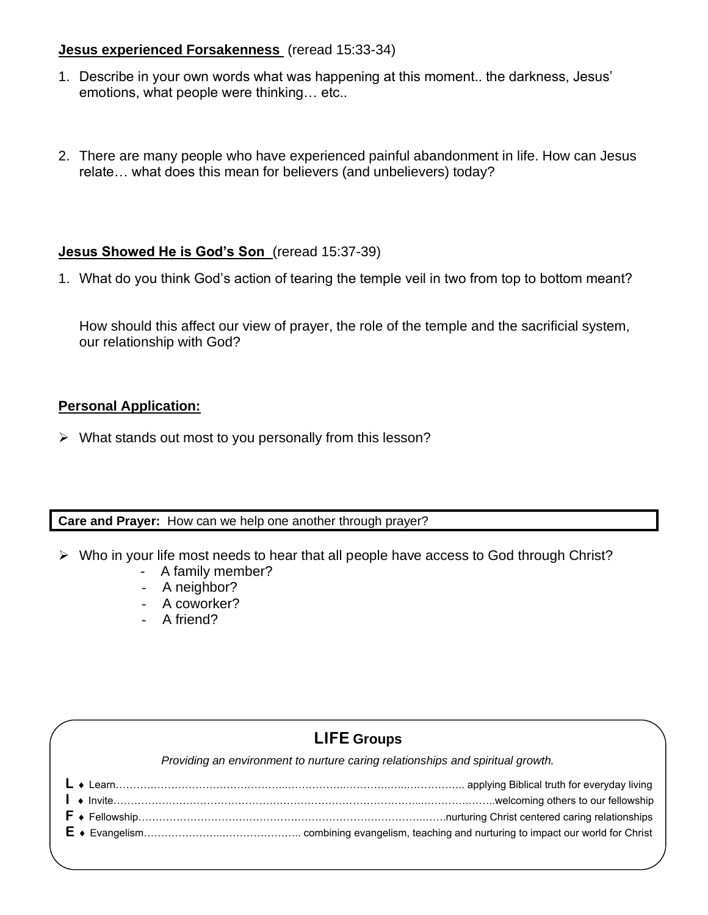**Jesus experienced Forsakenness** (reread 15:33-34)

1. Describe in your own words what was happening at this moment.. the darkness, Jesus' emotions, what people were thinking… etc..

2. There are many people who have experienced painful abandonment in life. How can Jesus relate… what does this mean for believers (and unbelievers) today?

**Jesus Showed He is God's Son** (reread 15:37-39)

1. What do you think God's action of tearing the temple veil in two from top to bottom meant?

   How should this affect our view of prayer, the role of the temple and the sacrificial system, our relationship with God?

**Personal Application:**

- What stands out most to you personally from this lesson?

**Care and Prayer:** How can we help one another through prayer?

- Who in your life most needs to hear that all people have access to God through Christ?
  - A family member?
  - A neighbor?
  - A coworker?
  - A friend?

**LIFE Groups**

*Providing an environment to nurture caring relationships and spiritual growth.*

**L** ♦ Learn……………………………………………………………………………… applying Biblical truth for everyday living
**I** ♦ Invite……………………………………………………………………………………welcoming others to our fellowship
**F** ♦ Fellowship…………………………………………………………………………nurturing Christ centered caring relationships
**E** ♦ Evangelism……………………………………… combining evangelism, teaching and nurturing to impact our world for Christ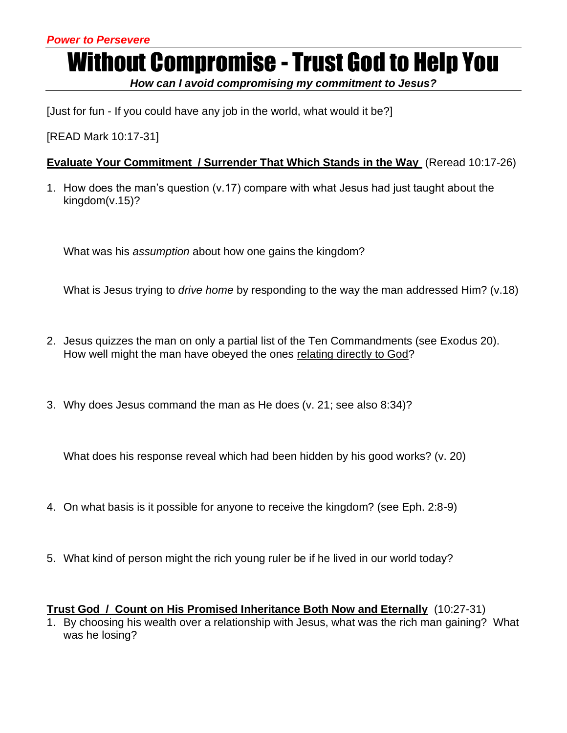***Power to Persevere***

# Without Compromise - Trust God to Help You

***How can I avoid compromising my commitment to Jesus?***

[Just for fun - If you could have any job in the world, what would it be?]

[READ Mark 10:17-31]

**Evaluate Your Commitment / Surrender That Which Stands in the Way** (Reread 10:17-26)

1. How does the man's question (v.17) compare with what Jesus had just taught about the kingdom(v.15)?

   What was his *assumption* about how one gains the kingdom?

   What is Jesus trying to *drive home* by responding to the way the man addressed Him? (v.18)

2. Jesus quizzes the man on only a partial list of the Ten Commandments (see Exodus 20). How well might the man have obeyed the ones <u>relating directly to God</u>?

3. Why does Jesus command the man as He does (v. 21; see also 8:34)?

   What does his response reveal which had been hidden by his good works? (v. 20)

4. On what basis is it possible for anyone to receive the kingdom? (see Eph. 2:8-9)

5. What kind of person might the rich young ruler be if he lived in our world today?

**Trust God / Count on His Promised Inheritance Both Now and Eternally** (10:27-31)

1. By choosing his wealth over a relationship with Jesus, what was the rich man gaining? What was he losing?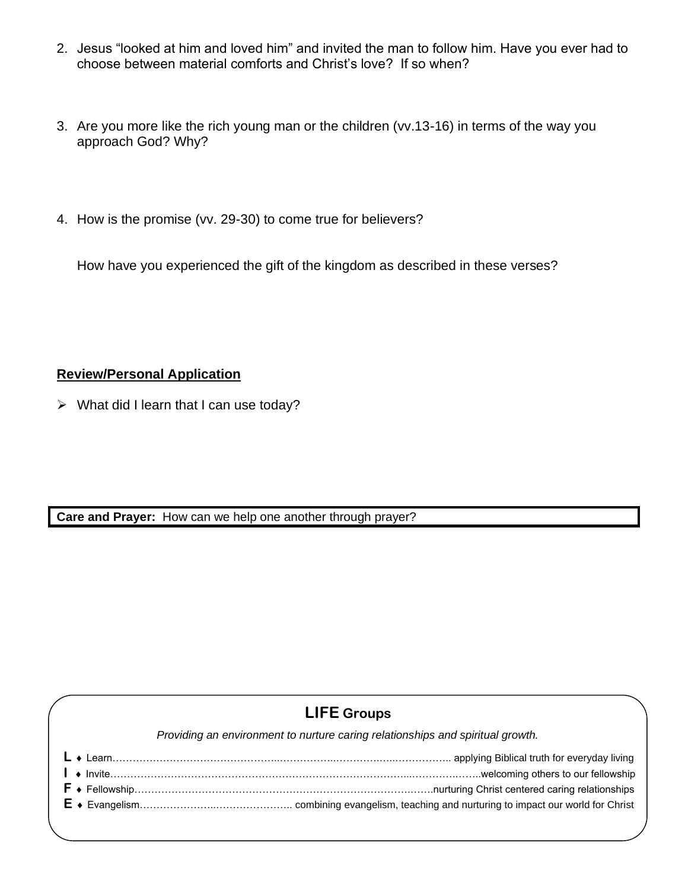2. Jesus "looked at him and loved him" and invited the man to follow him. Have you ever had to choose between material comforts and Christ's love? If so when?

3. Are you more like the rich young man or the children (vv.13-16) in terms of the way you approach God? Why?

4. How is the promise (vv. 29-30) to come true for believers?

   How have you experienced the gift of the kingdom as described in these verses?

**Review/Personal Application**

- What did I learn that I can use today?

**Care and Prayer:** How can we help one another through prayer?

## LIFE Groups

*Providing an environment to nurture caring relationships and spiritual growth.*

**L** ♦ Learn………………………………………………………………………………………… applying Biblical truth for everyday living
**I** ♦ Invite………………………………………………………………………………………………welcoming others to our fellowship
**F** ♦ Fellowship……………………………………………………………………………………nurturing Christ centered caring relationships
**E** ♦ Evangelism……………………………………………… combining evangelism, teaching and nurturing to impact our world for Christ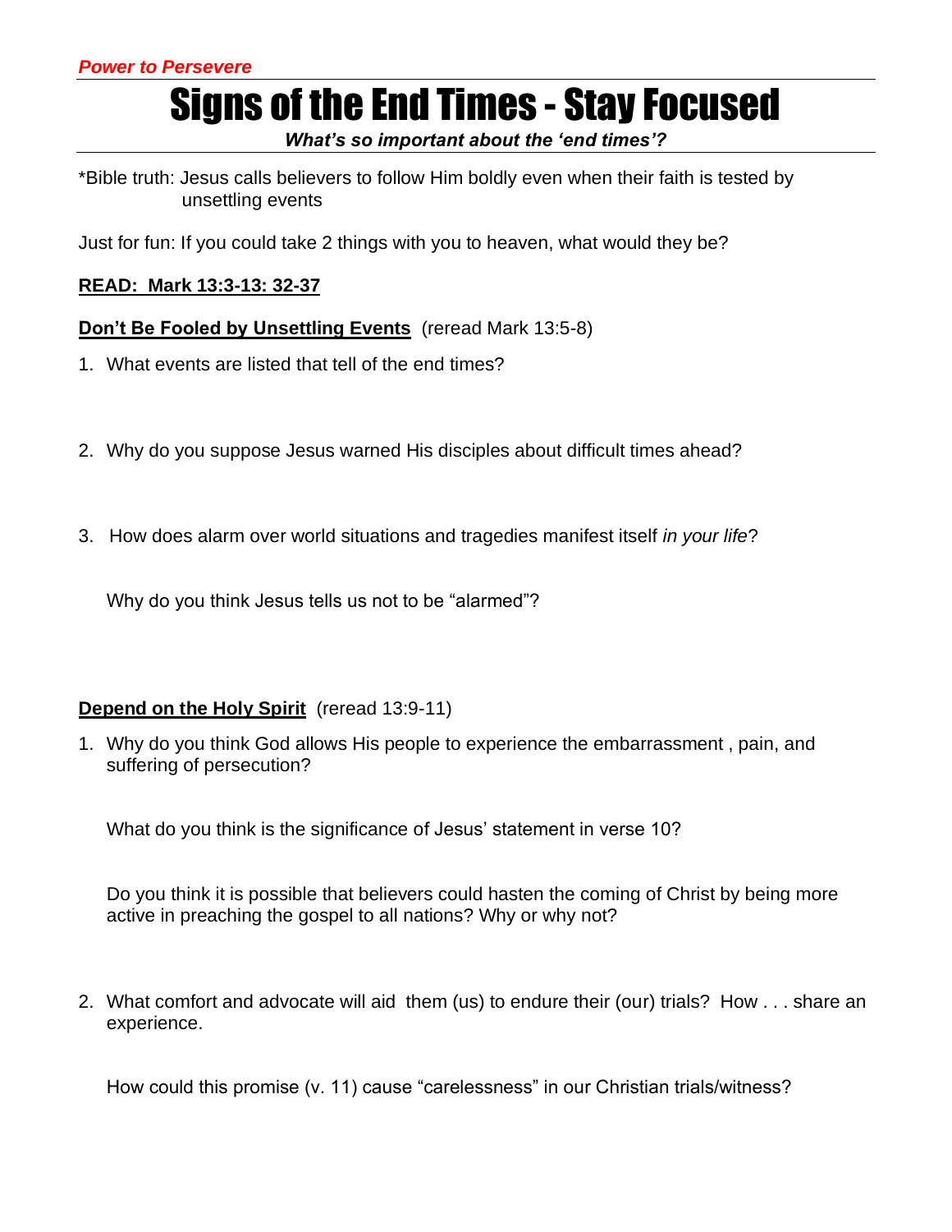*Power to Persevere*

# Signs of the End Times - Stay Focused

***What's so important about the 'end times'?***

*Bible truth: Jesus calls believers to follow Him boldly even when their faith is tested by unsettling events

Just for fun: If you could take 2 things with you to heaven, what would they be?

**READ: Mark 13:3-13: 32-37**

**Don't Be Fooled by Unsettling Events** (reread Mark 13:5-8)

1. What events are listed that tell of the end times?

2. Why do you suppose Jesus warned His disciples about difficult times ahead?

3. How does alarm over world situations and tragedies manifest itself *in your life*?

   Why do you think Jesus tells us not to be "alarmed"?

**Depend on the Holy Spirit** (reread 13:9-11)

1. Why do you think God allows His people to experience the embarrassment , pain, and suffering of persecution?

   What do you think is the significance of Jesus' statement in verse 10?

   Do you think it is possible that believers could hasten the coming of Christ by being more active in preaching the gospel to all nations? Why or why not?

2. What comfort and advocate will aid them (us) to endure their (our) trials? How . . . share an experience.

   How could this promise (v. 11) cause "carelessness" in our Christian trials/witness?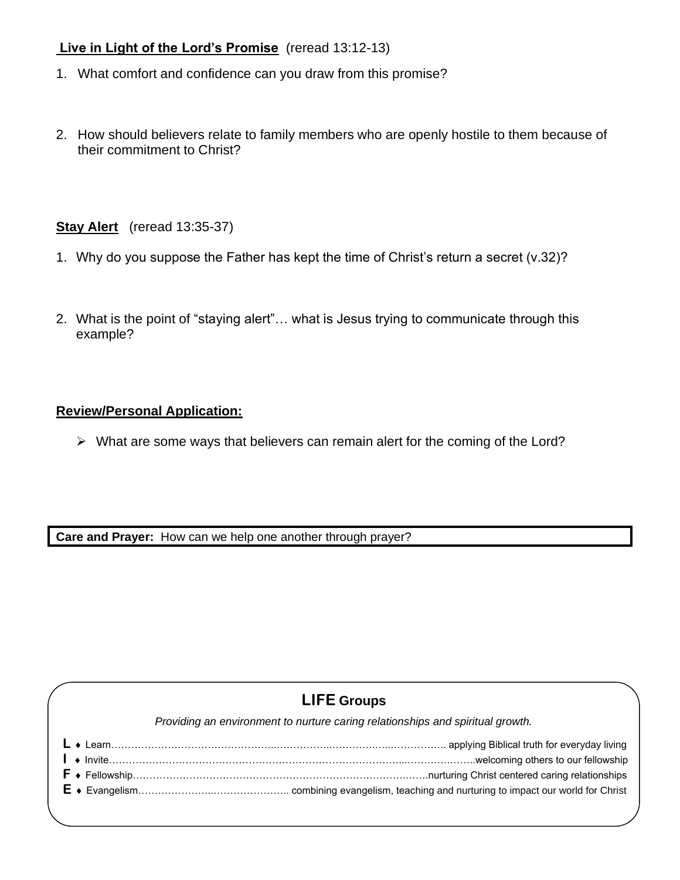**Live in Light of the Lord's Promise** (reread 13:12-13)

1. What comfort and confidence can you draw from this promise?

2. How should believers relate to family members who are openly hostile to them because of their commitment to Christ?

**Stay Alert** (reread 13:35-37)

1. Why do you suppose the Father has kept the time of Christ's return a secret (v.32)?

2. What is the point of "staying alert"… what is Jesus trying to communicate through this example?

**Review/Personal Application:**

- What are some ways that believers can remain alert for the coming of the Lord?

**Care and Prayer:** How can we help one another through prayer?

## LIFE Groups

*Providing an environment to nurture caring relationships and spiritual growth.*

**L** ♦ Learn…………………………………………… applying Biblical truth for everyday living
**I** ♦ Invite……………………………………………welcoming others to our fellowship
**F** ♦ Fellowship……………………………………………nurturing Christ centered caring relationships
**E** ♦ Evangelism…………………………… combining evangelism, teaching and nurturing to impact our world for Christ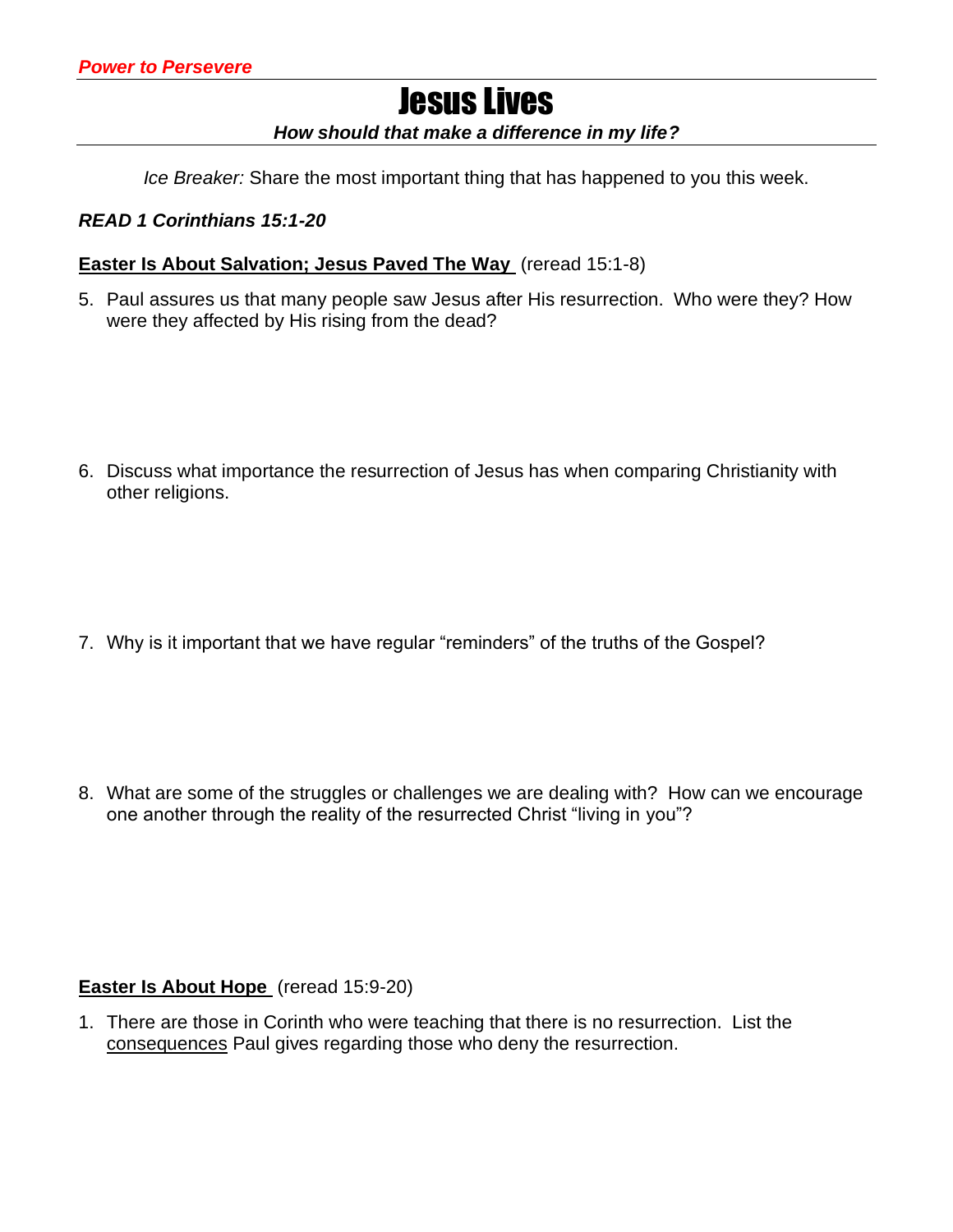***Power to Persevere***

# Jesus Lives

***How should that make a difference in my life?***

*Ice Breaker:* Share the most important thing that has happened to you this week.

***READ 1 Corinthians 15:1-20***

**Easter Is About Salvation; Jesus Paved The Way** (reread 15:1-8)

5. Paul assures us that many people saw Jesus after His resurrection. Who were they? How were they affected by His rising from the dead?

6. Discuss what importance the resurrection of Jesus has when comparing Christianity with other religions.

7. Why is it important that we have regular “reminders” of the truths of the Gospel?

8. What are some of the struggles or challenges we are dealing with? How can we encourage one another through the reality of the resurrected Christ “living in you”?

**Easter Is About Hope** (reread 15:9-20)

1. There are those in Corinth who were teaching that there is no resurrection. List the consequences Paul gives regarding those who deny the resurrection.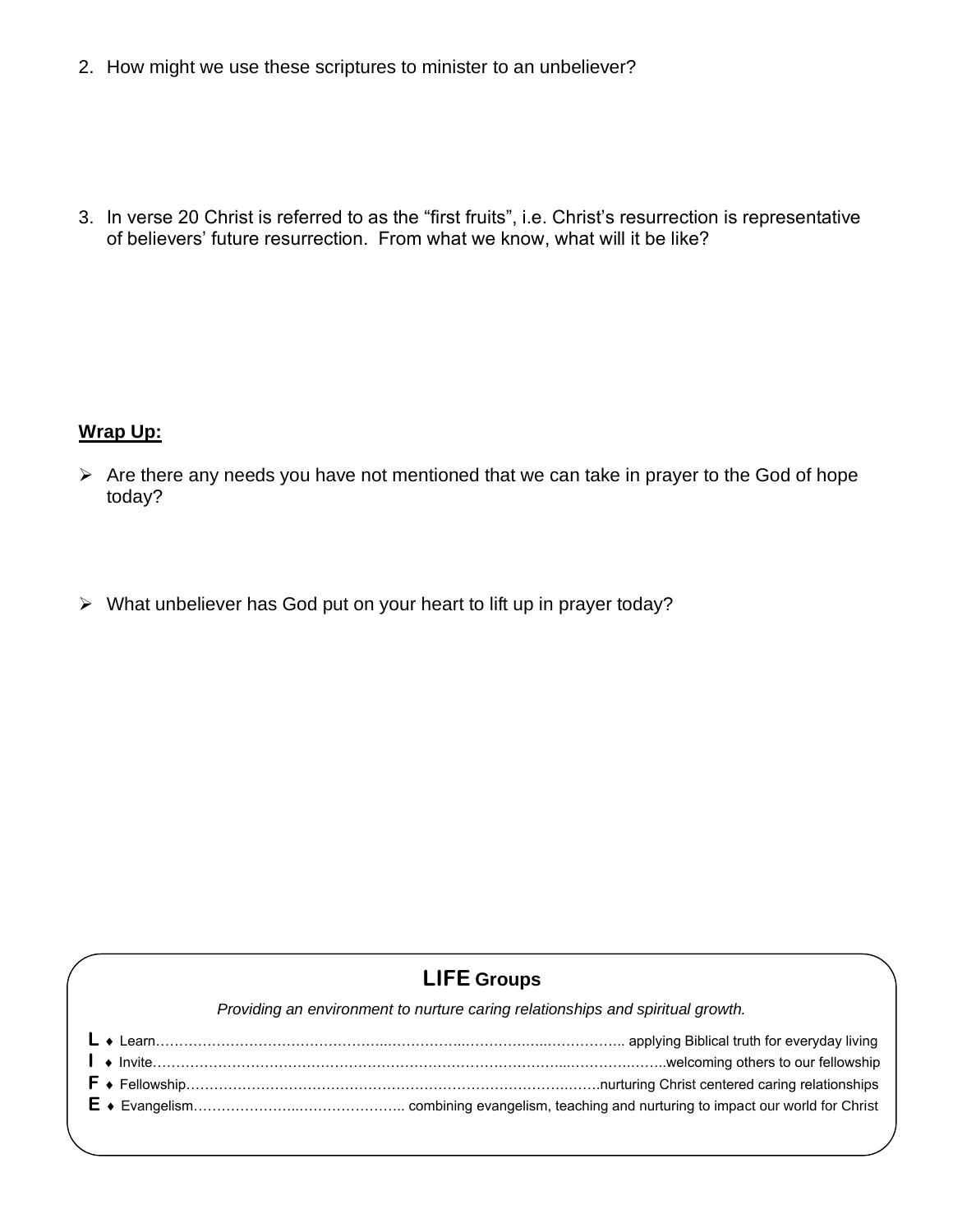2. How might we use these scriptures to minister to an unbeliever?

3. In verse 20 Christ is referred to as the "first fruits", i.e. Christ's resurrection is representative of believers' future resurrection. From what we know, what will it be like?

**Wrap Up:**

- Are there any needs you have not mentioned that we can take in prayer to the God of hope today?

- What unbeliever has God put on your heart to lift up in prayer today?

## LIFE Groups

*Providing an environment to nurture caring relationships and spiritual growth.*

**L** ♦ Learn…………………………………………… applying Biblical truth for everyday living
**I** ♦ Invite……………………………………………………welcoming others to our fellowship
**F** ♦ Fellowship……………………………………………nurturing Christ centered caring relationships
**E** ♦ Evangelism…………………………… combining evangelism, teaching and nurturing to impact our world for Christ